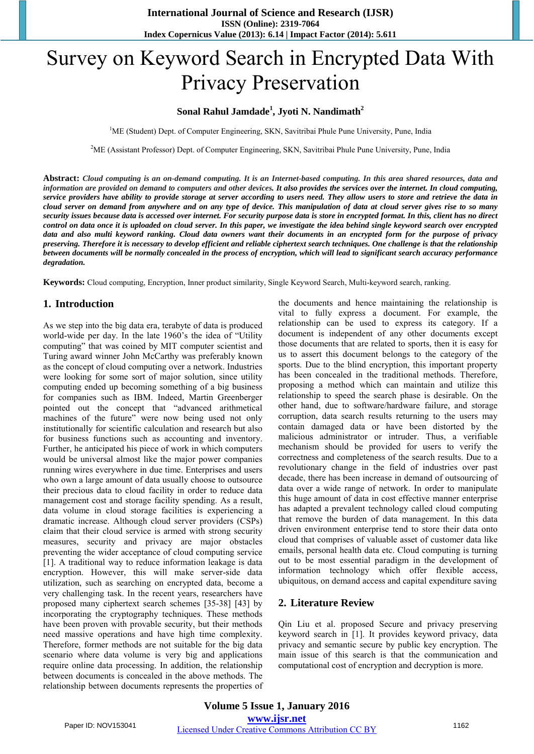# Survey on Keyword Search in Encrypted Data With Privacy Preservation

**Sonal Rahul Jamdade[1], Jyoti N. Nandimath[2]**

[1]ME (Student) Dept. of Computer Engineering, SKN, Savitribai Phule Pune University, Pune, India

[2]ME (Assistant Professor) Dept. of Computer Engineering, SKN, Savitribai Phule Pune University, Pune, India

**Abstract:** ***Cloud computing is an on-demand computing. It is an Internet-based computing. In this area shared resources, data and information are provided on demand to computers and other devices. It also provides the services over the internet. In cloud computing, service providers have ability to provide storage at server according to users need. They allow users to store and retrieve the data in cloud server on demand from anywhere and on any type of device. This manipulation of data at cloud server gives rise to so many security issues because data is accessed over internet. For security purpose data is store in encrypted format. In this, client has no direct control on data once it is uploaded on cloud server. In this paper, we investigate the idea behind single keyword search over encrypted data and also multi keyword ranking. Cloud data owners want their documents in an encrypted form for the purpose of privacy preserving. Therefore it is necessary to develop efficient and reliable ciphertext search techniques. One challenge is that the relationship between documents will be normally concealed in the process of encryption, which will lead to significant search accuracy performance degradation.***

**Keywords:** Cloud computing, Encryption, Inner product similarity, Single Keyword Search, Multi-keyword search, ranking.

## 1. Introduction

As we step into the big data era, terabyte of data is produced world-wide per day. In the late 1960's the idea of "Utility computing" that was coined by MIT computer scientist and Turing award winner John McCarthy was preferably known as the concept of cloud computing over a network. Industries were looking for some sort of major solution, since utility computing ended up becoming something of a big business for companies such as IBM. Indeed, Martin Greenberger pointed out the concept that "advanced arithmetical machines of the future" were now being used not only institutionally for scientific calculation and research but also for business functions such as accounting and inventory. Further, he anticipated his piece of work in which computers would be universal almost like the major power companies running wires everywhere in due time. Enterprises and users who own a large amount of data usually choose to outsource their precious data to cloud facility in order to reduce data management cost and storage facility spending. As a result, data volume in cloud storage facilities is experiencing a dramatic increase. Although cloud server providers (CSPs) claim that their cloud service is armed with strong security measures, security and privacy are major obstacles preventing the wider acceptance of cloud computing service [1]. A traditional way to reduce information leakage is data encryption. However, this will make server-side data utilization, such as searching on encrypted data, become a very challenging task. In the recent years, researchers have proposed many ciphertext search schemes [35-38] [43] by incorporating the cryptography techniques. These methods have been proven with provable security, but their methods need massive operations and have high time complexity. Therefore, former methods are not suitable for the big data scenario where data volume is very big and applications require online data processing. In addition, the relationship between documents is concealed in the above methods. The relationship between documents represents the properties of the documents and hence maintaining the relationship is vital to fully express a document. For example, the relationship can be used to express its category. If a document is independent of any other documents except those documents that are related to sports, then it is easy for us to assert this document belongs to the category of the sports. Due to the blind encryption, this important property has been concealed in the traditional methods. Therefore, proposing a method which can maintain and utilize this relationship to speed the search phase is desirable. On the other hand, due to software/hardware failure, and storage corruption, data search results returning to the users may contain damaged data or have been distorted by the malicious administrator or intruder. Thus, a verifiable mechanism should be provided for users to verify the correctness and completeness of the search results. Due to a revolutionary change in the field of industries over past decade, there has been increase in demand of outsourcing of data over a wide range of network. In order to manipulate this huge amount of data in cost effective manner enterprise has adapted a prevalent technology called cloud computing that remove the burden of data management. In this data driven environment enterprise tend to store their data onto cloud that comprises of valuable asset of customer data like emails, personal health data etc. Cloud computing is turning out to be most essential paradigm in the development of information technology which offer flexible access, ubiquitous, on demand access and capital expenditure saving

## 2. Literature Review

Qin Liu et al. proposed Secure and privacy preserving keyword search in [1]. It provides keyword privacy, data privacy and semantic secure by public key encryption. The main issue of this search is that the communication and computational cost of encryption and decryption is more.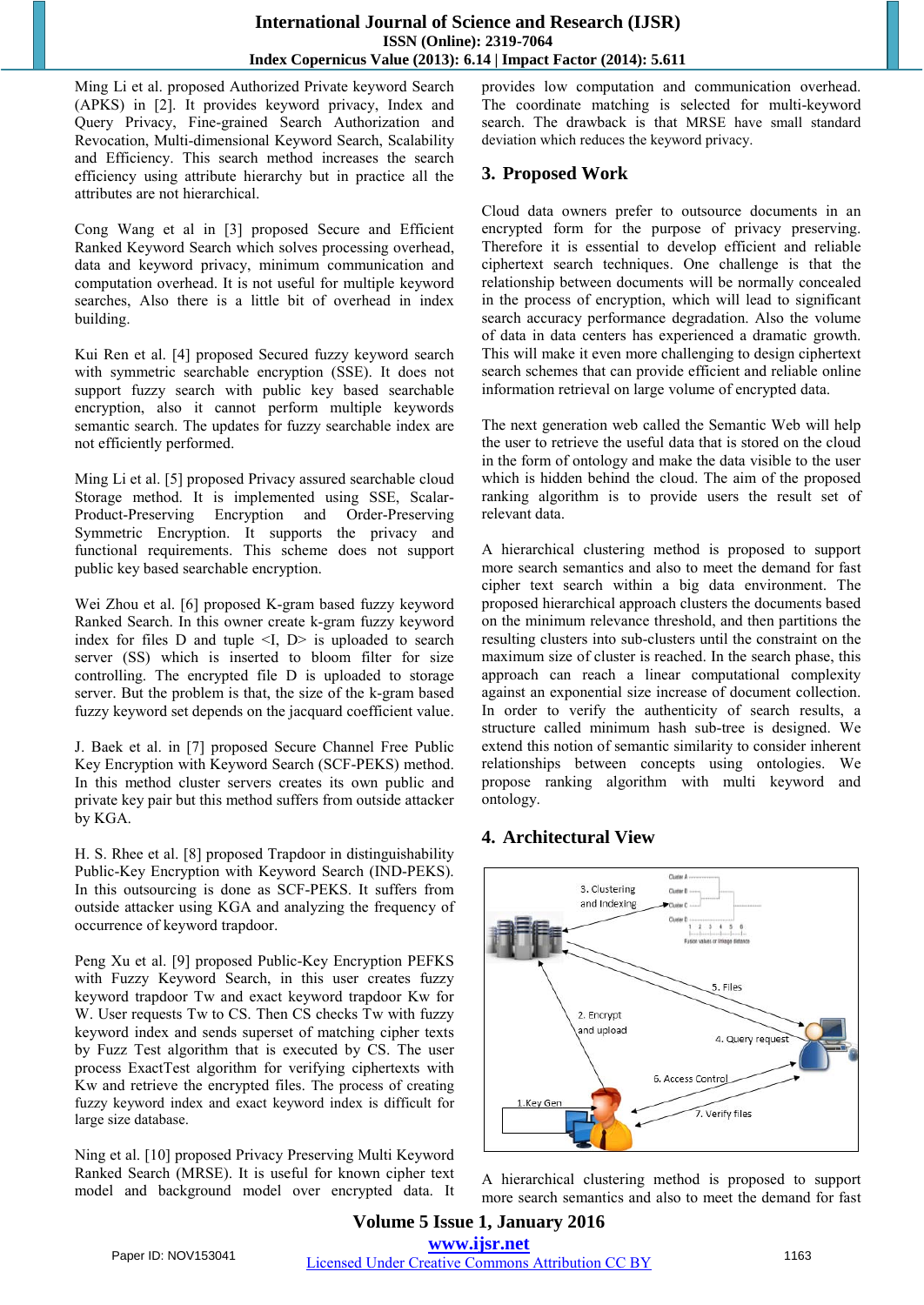Ming Li et al. proposed Authorized Private keyword Search (APKS) in [2]. It provides keyword privacy, Index and Query Privacy, Fine-grained Search Authorization and Revocation, Multi-dimensional Keyword Search, Scalability and Efficiency. This search method increases the search efficiency using attribute hierarchy but in practice all the attributes are not hierarchical.

Cong Wang et al in [3] proposed Secure and Efficient Ranked Keyword Search which solves processing overhead, data and keyword privacy, minimum communication and computation overhead. It is not useful for multiple keyword searches, Also there is a little bit of overhead in index building.

Kui Ren et al. [4] proposed Secured fuzzy keyword search with symmetric searchable encryption (SSE). It does not support fuzzy search with public key based searchable encryption, also it cannot perform multiple keywords semantic search. The updates for fuzzy searchable index are not efficiently performed.

Ming Li et al. [5] proposed Privacy assured searchable cloud Storage method. It is implemented using SSE, Scalar-Product-Preserving Encryption and Order-Preserving Symmetric Encryption. It supports the privacy and functional requirements. This scheme does not support public key based searchable encryption.

Wei Zhou et al. [6] proposed K-gram based fuzzy keyword Ranked Search. In this owner create k-gram fuzzy keyword index for files D and tuple <I, D> is uploaded to search server (SS) which is inserted to bloom filter for size controlling. The encrypted file D is uploaded to storage server. But the problem is that, the size of the k-gram based fuzzy keyword set depends on the jacquard coefficient value.

J. Baek et al. in [7] proposed Secure Channel Free Public Key Encryption with Keyword Search (SCF-PEKS) method. In this method cluster servers creates its own public and private key pair but this method suffers from outside attacker by KGA.

H. S. Rhee et al. [8] proposed Trapdoor in distinguishability Public-Key Encryption with Keyword Search (IND-PEKS). In this outsourcing is done as SCF-PEKS. It suffers from outside attacker using KGA and analyzing the frequency of occurrence of keyword trapdoor.

Peng Xu et al. [9] proposed Public-Key Encryption PEFKS with Fuzzy Keyword Search, in this user creates fuzzy keyword trapdoor Tw and exact keyword trapdoor Kw for W. User requests Tw to CS. Then CS checks Tw with fuzzy keyword index and sends superset of matching cipher texts by Fuzz Test algorithm that is executed by CS. The user process ExactTest algorithm for verifying ciphertexts with Kw and retrieve the encrypted files. The process of creating fuzzy keyword index and exact keyword index is difficult for large size database.

Ning et al. [10] proposed Privacy Preserving Multi Keyword Ranked Search (MRSE). It is useful for known cipher text model and background model over encrypted data. It provides low computation and communication overhead. The coordinate matching is selected for multi-keyword search. The drawback is that MRSE have small standard deviation which reduces the keyword privacy.

## 3. Proposed Work

Cloud data owners prefer to outsource documents in an encrypted form for the purpose of privacy preserving. Therefore it is essential to develop efficient and reliable ciphertext search techniques. One challenge is that the relationship between documents will be normally concealed in the process of encryption, which will lead to significant search accuracy performance degradation. Also the volume of data in data centers has experienced a dramatic growth. This will make it even more challenging to design ciphertext search schemes that can provide efficient and reliable online information retrieval on large volume of encrypted data.

The next generation web called the Semantic Web will help the user to retrieve the useful data that is stored on the cloud in the form of ontology and make the data visible to the user which is hidden behind the cloud. The aim of the proposed ranking algorithm is to provide users the result set of relevant data.

A hierarchical clustering method is proposed to support more search semantics and also to meet the demand for fast cipher text search within a big data environment. The proposed hierarchical approach clusters the documents based on the minimum relevance threshold, and then partitions the resulting clusters into sub-clusters until the constraint on the maximum size of cluster is reached. In the search phase, this approach can reach a linear computational complexity against an exponential size increase of document collection. In order to verify the authenticity of search results, a structure called minimum hash sub-tree is designed. We extend this notion of semantic similarity to consider inherent relationships between concepts using ontologies. We propose ranking algorithm with multi keyword and ontology.

## 4. Architectural View

A hierarchical clustering method is proposed to support more search semantics and also to meet the demand for fast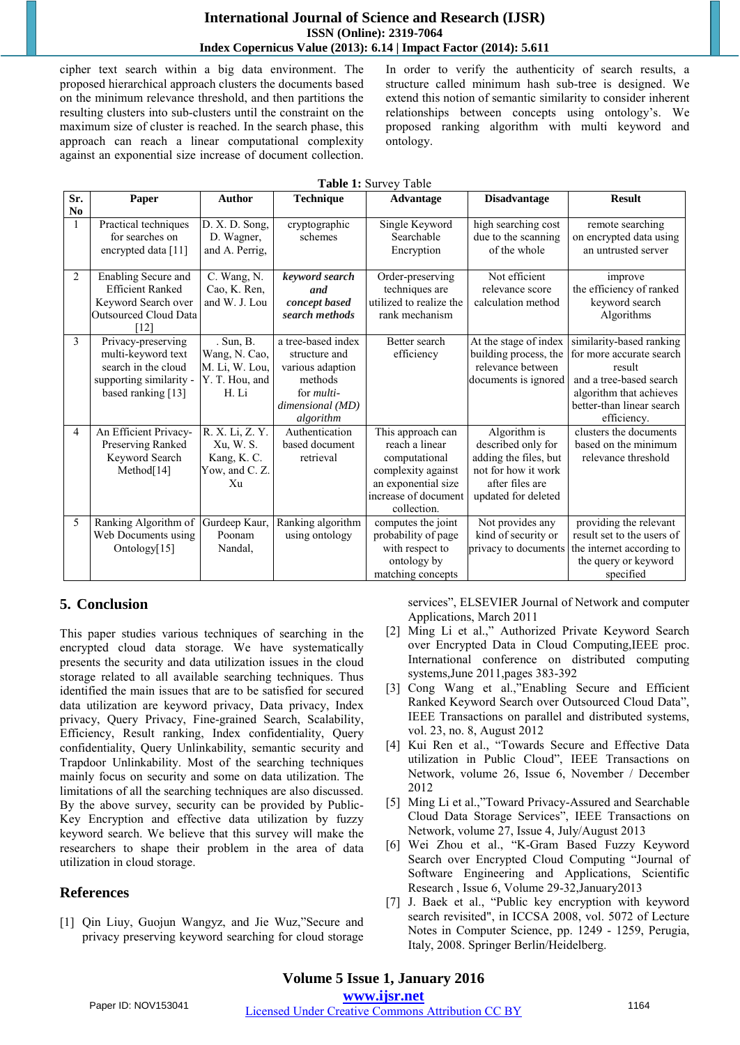cipher text search within a big data environment. The proposed hierarchical approach clusters the documents based on the minimum relevance threshold, and then partitions the resulting clusters into sub-clusters until the constraint on the maximum size of cluster is reached. In the search phase, this approach can reach a linear computational complexity against an exponential size increase of document collection.

In order to verify the authenticity of search results, a structure called minimum hash sub-tree is designed. We extend this notion of semantic similarity to consider inherent relationships between concepts using ontology's. We proposed ranking algorithm with multi keyword and ontology.

**Table 1:** Survey Table

| Sr. No | Paper | Author | Technique | Advantage | Disadvantage | Result |
|---|---|---|---|---|---|---|
| 1 | Practical techniques for searches on encrypted data [11] | D. X. D. Song, D. Wagner, and A. Perrig, | cryptographic schemes | Single Keyword Searchable Encryption | high searching cost due to the scanning of the whole | remote searching on encrypted data using an untrusted server |
| 2 | Enabling Secure and Efficient Ranked Keyword Search over Outsourced Cloud Data [12] | C. Wang, N. Cao, K. Ren, and W. J. Lou | ***keyword search and concept based search methods*** | Order-preserving techniques are utilized to realize the rank mechanism | Not efficient relevance score calculation method | improve the efficiency of ranked keyword search Algorithms |
| 3 | Privacy-preserving multi-keyword text search in the cloud supporting similarity - based ranking [13] | . Sun, B. Wang, N. Cao, M. Li, W. Lou, Y. T. Hou, and H. Li | a tree-based index structure and various adaption methods for *multi-dimensional (MD) algorithm* | Better search efficiency | At the stage of index building process, the relevance between documents is ignored | similarity-based ranking for more accurate search result and a tree-based search algorithm that achieves better-than linear search efficiency. |
| 4 | An Efficient Privacy-Preserving Ranked Keyword Search Method[14] | R. X. Li, Z. Y. Xu, W. S. Kang, K. C. Yow, and C. Z. Xu | Authentication based document retrieval | This approach can reach a linear computational complexity against an exponential size increase of document collection. | Algorithm is described only for adding the files, but not for how it work after files are updated for deleted | clusters the documents based on the minimum relevance threshold |
| 5 | Ranking Algorithm of Web Documents using Ontology[15] | Gurdeep Kaur, Poonam Nandal, | Ranking algorithm using ontology | computes the joint probability of page with respect to ontology by matching concepts | Not provides any kind of security or privacy to documents | providing the relevant result set to the users of the internet according to the query or keyword specified |

## 5. Conclusion

This paper studies various techniques of searching in the encrypted cloud data storage. We have systematically presents the security and data utilization issues in the cloud storage related to all available searching techniques. Thus identified the main issues that are to be satisfied for secured data utilization are keyword privacy, Data privacy, Index privacy, Query Privacy, Fine-grained Search, Scalability, Efficiency, Result ranking, Index confidentiality, Query confidentiality, Query Unlinkability, semantic security and Trapdoor Unlinkability. Most of the searching techniques mainly focus on security and some on data utilization. The limitations of all the searching techniques are also discussed. By the above survey, security can be provided by Public-Key Encryption and effective data utilization by fuzzy keyword search. We believe that this survey will make the researchers to shape their problem in the area of data utilization in cloud storage.

## References

[1] Qin Liuy, Guojun Wangyz, and Jie Wuz,"Secure and privacy preserving keyword searching for cloud storage services", ELSEVIER Journal of Network and computer Applications, March 2011

[2] Ming Li et al.," Authorized Private Keyword Search over Encrypted Data in Cloud Computing,IEEE proc. International conference on distributed computing systems,June 2011,pages 383-392

[3] Cong Wang et al.,"Enabling Secure and Efficient Ranked Keyword Search over Outsourced Cloud Data", IEEE Transactions on parallel and distributed systems, vol. 23, no. 8, August 2012

[4] Kui Ren et al., "Towards Secure and Effective Data utilization in Public Cloud", IEEE Transactions on Network, volume 26, Issue 6, November / December 2012

[5] Ming Li et al.,"Toward Privacy-Assured and Searchable Cloud Data Storage Services", IEEE Transactions on Network, volume 27, Issue 4, July/August 2013

[6] Wei Zhou et al., "K-Gram Based Fuzzy Keyword Search over Encrypted Cloud Computing "Journal of Software Engineering and Applications, Scientific Research , Issue 6, Volume 29-32,January2013

[7] J. Baek et al., "Public key encryption with keyword search revisited", in ICCSA 2008, vol. 5072 of Lecture Notes in Computer Science, pp. 1249 - 1259, Perugia, Italy, 2008. Springer Berlin/Heidelberg.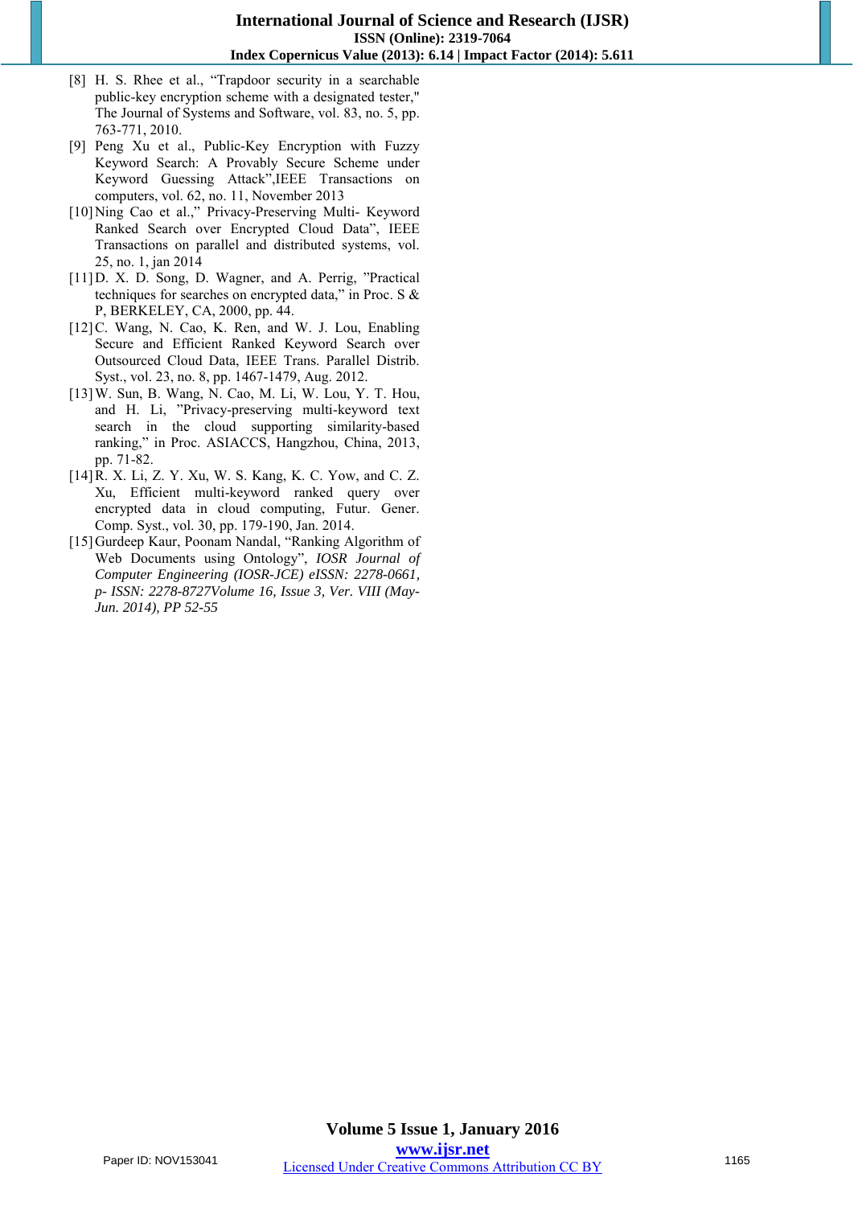[8] H. S. Rhee et al., "Trapdoor security in a searchable public-key encryption scheme with a designated tester," The Journal of Systems and Software, vol. 83, no. 5, pp. 763-771, 2010.

[9] Peng Xu et al., Public-Key Encryption with Fuzzy Keyword Search: A Provably Secure Scheme under Keyword Guessing Attack",IEEE Transactions on computers, vol. 62, no. 11, November 2013

[10] Ning Cao et al.," Privacy-Preserving Multi- Keyword Ranked Search over Encrypted Cloud Data", IEEE Transactions on parallel and distributed systems, vol. 25, no. 1, jan 2014

[11] D. X. D. Song, D. Wagner, and A. Perrig, "Practical techniques for searches on encrypted data," in Proc. S & P, BERKELEY, CA, 2000, pp. 44.

[12] C. Wang, N. Cao, K. Ren, and W. J. Lou, Enabling Secure and Efficient Ranked Keyword Search over Outsourced Cloud Data, IEEE Trans. Parallel Distrib. Syst., vol. 23, no. 8, pp. 1467-1479, Aug. 2012.

[13] W. Sun, B. Wang, N. Cao, M. Li, W. Lou, Y. T. Hou, and H. Li, "Privacy-preserving multi-keyword text search in the cloud supporting similarity-based ranking," in Proc. ASIACCS, Hangzhou, China, 2013, pp. 71-82.

[14] R. X. Li, Z. Y. Xu, W. S. Kang, K. C. Yow, and C. Z. Xu, Efficient multi-keyword ranked query over encrypted data in cloud computing, Futur. Gener. Comp. Syst., vol. 30, pp. 179-190, Jan. 2014.

[15] Gurdeep Kaur, Poonam Nandal, "Ranking Algorithm of Web Documents using Ontology", *IOSR Journal of Computer Engineering (IOSR-JCE) eISSN: 2278-0661, p- ISSN: 2278-8727Volume 16, Issue 3, Ver. VIII (May-Jun. 2014), PP 52-55*